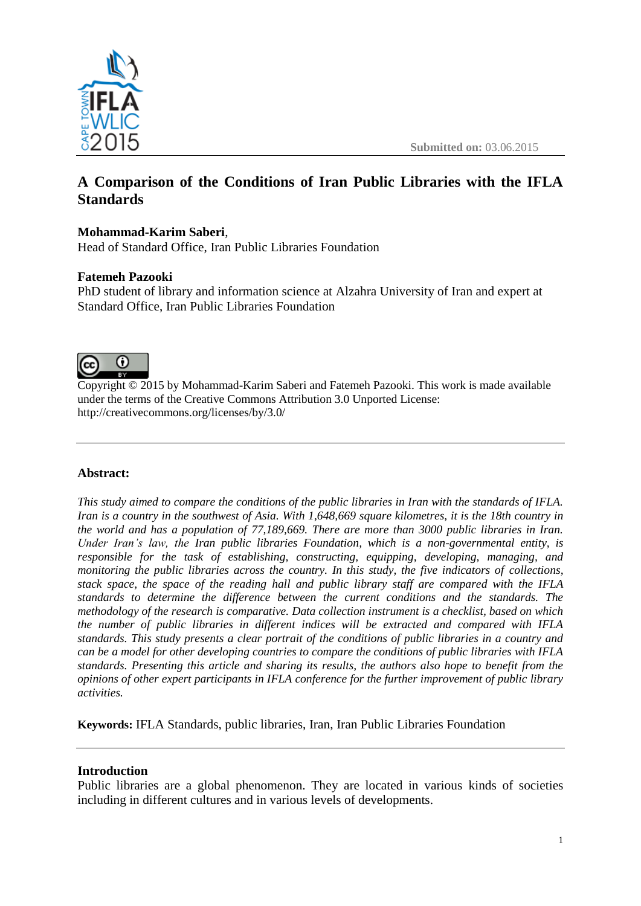Submitted on: 03.06.2015

# A Comparison of the Conditions of Iran Public Libraries with the IFLA Standards

**Mohammad-Karim Saberi**,
Head of Standard Office, Iran Public Libraries Foundation

**Fatemeh Pazooki**
PhD student of library and information science at Alzahra University of Iran and expert at Standard Office, Iran Public Libraries Foundation

Copyright © 2015 by Mohammad-Karim Saberi and Fatemeh Pazooki. This work is made available under the terms of the Creative Commons Attribution 3.0 Unported License: http://creativecommons.org/licenses/by/3.0/

---

## Abstract:

*This study aimed to compare the conditions of the public libraries in Iran with the standards of IFLA. Iran is a country in the southwest of Asia. With 1,648,669 square kilometres, it is the 18th country in the world and has a population of 77,189,669. There are more than 3000 public libraries in Iran. Under Iran's law, the Iran public libraries Foundation, which is a non-governmental entity, is responsible for the task of establishing, constructing, equipping, developing, managing, and monitoring the public libraries across the country. In this study, the five indicators of collections, stack space, the space of the reading hall and public library staff are compared with the IFLA standards to determine the difference between the current conditions and the standards. The methodology of the research is comparative. Data collection instrument is a checklist, based on which the number of public libraries in different indices will be extracted and compared with IFLA standards. This study presents a clear portrait of the conditions of public libraries in a country and can be a model for other developing countries to compare the conditions of public libraries with IFLA standards. Presenting this article and sharing its results, the authors also hope to benefit from the opinions of other expert participants in IFLA conference for the further improvement of public library activities.*

**Keywords:** IFLA Standards, public libraries, Iran, Iran Public Libraries Foundation

---

## Introduction

Public libraries are a global phenomenon. They are located in various kinds of societies including in different cultures and in various levels of developments.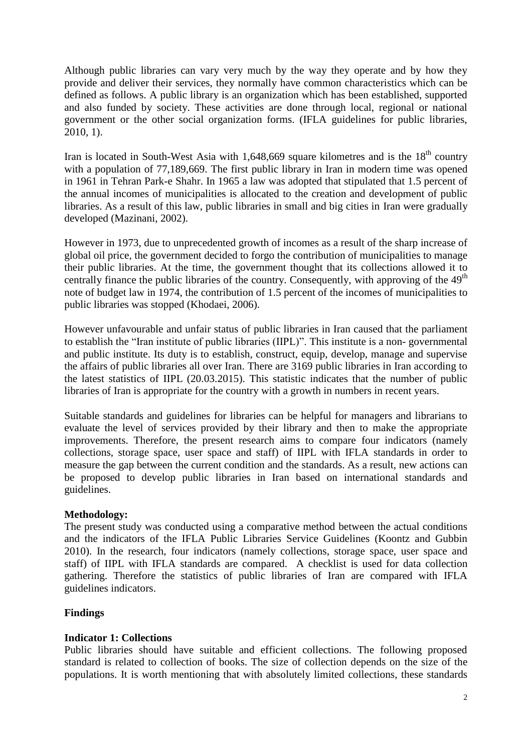Although public libraries can vary very much by the way they operate and by how they provide and deliver their services, they normally have common characteristics which can be defined as follows. A public library is an organization which has been established, supported and also funded by society. These activities are done through local, regional or national government or the other social organization forms. (IFLA guidelines for public libraries, 2010, 1).

Iran is located in South-West Asia with 1,648,669 square kilometres and is the 18th country with a population of 77,189,669. The first public library in Iran in modern time was opened in 1961 in Tehran Park-e Shahr. In 1965 a law was adopted that stipulated that 1.5 percent of the annual incomes of municipalities is allocated to the creation and development of public libraries. As a result of this law, public libraries in small and big cities in Iran were gradually developed (Mazinani, 2002).

However in 1973, due to unprecedented growth of incomes as a result of the sharp increase of global oil price, the government decided to forgo the contribution of municipalities to manage their public libraries. At the time, the government thought that its collections allowed it to centrally finance the public libraries of the country. Consequently, with approving of the 49th note of budget law in 1974, the contribution of 1.5 percent of the incomes of municipalities to public libraries was stopped (Khodaei, 2006).

However unfavourable and unfair status of public libraries in Iran caused that the parliament to establish the "Iran institute of public libraries (IIPL)". This institute is a non- governmental and public institute. Its duty is to establish, construct, equip, develop, manage and supervise the affairs of public libraries all over Iran. There are 3169 public libraries in Iran according to the latest statistics of IIPL (20.03.2015). This statistic indicates that the number of public libraries of Iran is appropriate for the country with a growth in numbers in recent years.

Suitable standards and guidelines for libraries can be helpful for managers and librarians to evaluate the level of services provided by their library and then to make the appropriate improvements. Therefore, the present research aims to compare four indicators (namely collections, storage space, user space and staff) of IIPL with IFLA standards in order to measure the gap between the current condition and the standards. As a result, new actions can be proposed to develop public libraries in Iran based on international standards and guidelines.

**Methodology:**

The present study was conducted using a comparative method between the actual conditions and the indicators of the IFLA Public Libraries Service Guidelines (Koontz and Gubbin 2010). In the research, four indicators (namely collections, storage space, user space and staff) of IIPL with IFLA standards are compared. A checklist is used for data collection gathering. Therefore the statistics of public libraries of Iran are compared with IFLA guidelines indicators.

**Findings**

**Indicator 1: Collections**

Public libraries should have suitable and efficient collections. The following proposed standard is related to collection of books. The size of collection depends on the size of the populations. It is worth mentioning that with absolutely limited collections, these standards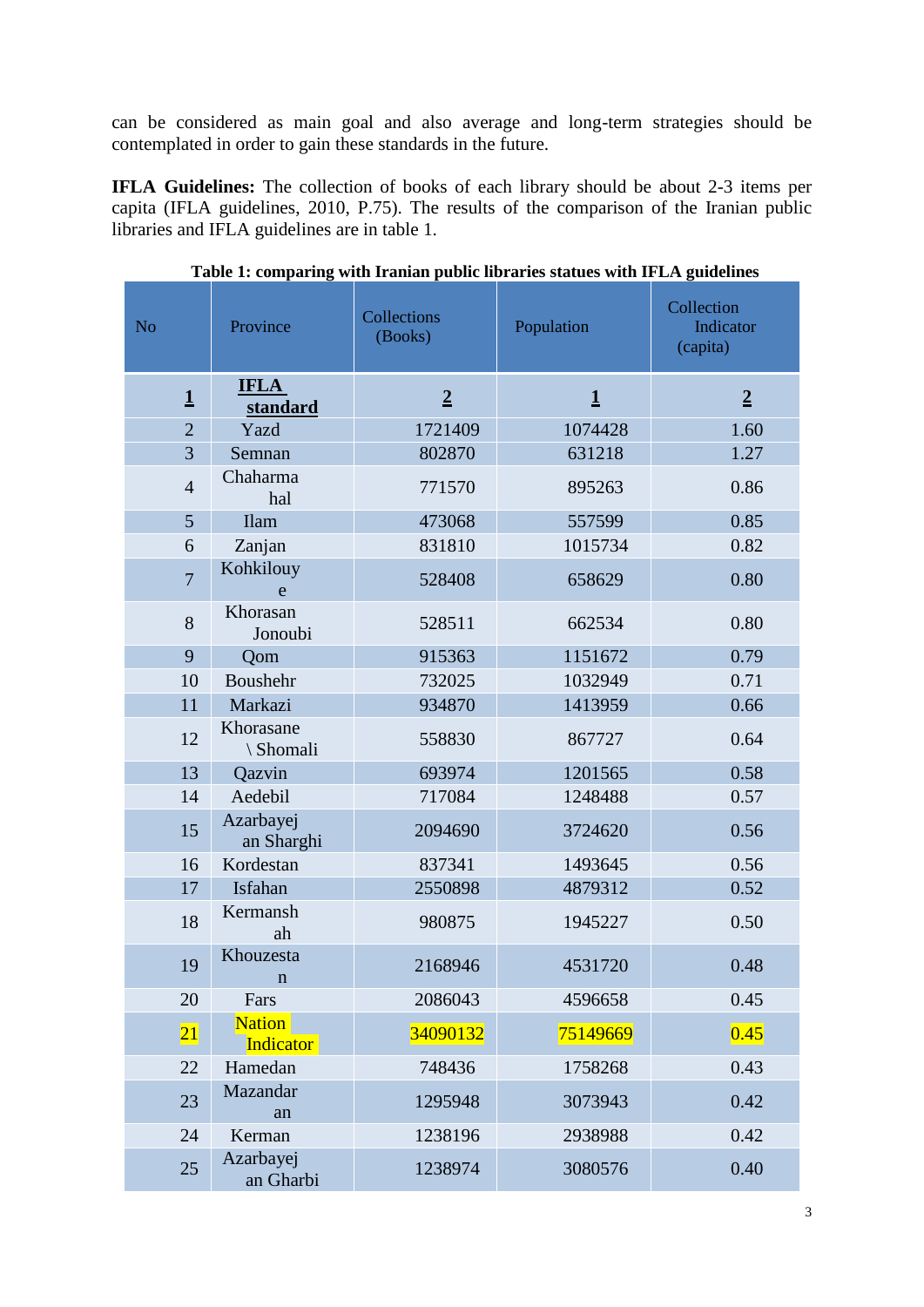can be considered as main goal and also average and long-term strategies should be contemplated in order to gain these standards in the future.

**IFLA Guidelines:** The collection of books of each library should be about 2-3 items per capita (IFLA guidelines, 2010, P.75). The results of the comparison of the Iranian public libraries and IFLA guidelines are in table 1.

**Table 1: comparing with Iranian public libraries statues with IFLA guidelines**

| No | Province | Collections (Books) | Population | Collection Indicator (capita) |
|---|---|---|---|---|
| **1** | **IFLA standard** | **2** | **1** | **2** |
| 2 | Yazd | 1721409 | 1074428 | 1.60 |
| 3 | Semnan | 802870 | 631218 | 1.27 |
| 4 | Chaharmahal | 771570 | 895263 | 0.86 |
| 5 | Ilam | 473068 | 557599 | 0.85 |
| 6 | Zanjan | 831810 | 1015734 | 0.82 |
| 7 | Kohkilouye | 528408 | 658629 | 0.80 |
| 8 | Khorasan Jonoubi | 528511 | 662534 | 0.80 |
| 9 | Qom | 915363 | 1151672 | 0.79 |
| 10 | Boushehr | 732025 | 1032949 | 0.71 |
| 11 | Markazi | 934870 | 1413959 | 0.66 |
| 12 | Khorasane \ Shomali | 558830 | 867727 | 0.64 |
| 13 | Qazvin | 693974 | 1201565 | 0.58 |
| 14 | Aedebil | 717084 | 1248488 | 0.57 |
| 15 | Azarbayejan Sharghi | 2094690 | 3724620 | 0.56 |
| 16 | Kordestan | 837341 | 1493645 | 0.56 |
| 17 | Isfahan | 2550898 | 4879312 | 0.52 |
| 18 | Kermanshah | 980875 | 1945227 | 0.50 |
| 19 | Khouzestan | 2168946 | 4531720 | 0.48 |
| 20 | Fars | 2086043 | 4596658 | 0.45 |
| 21 | Nation Indicator | 34090132 | 75149669 | 0.45 |
| 22 | Hamedan | 748436 | 1758268 | 0.43 |
| 23 | Mazandaran | 1295948 | 3073943 | 0.42 |
| 24 | Kerman | 1238196 | 2938988 | 0.42 |
| 25 | Azarbayejan Gharbi | 1238974 | 3080576 | 0.40 |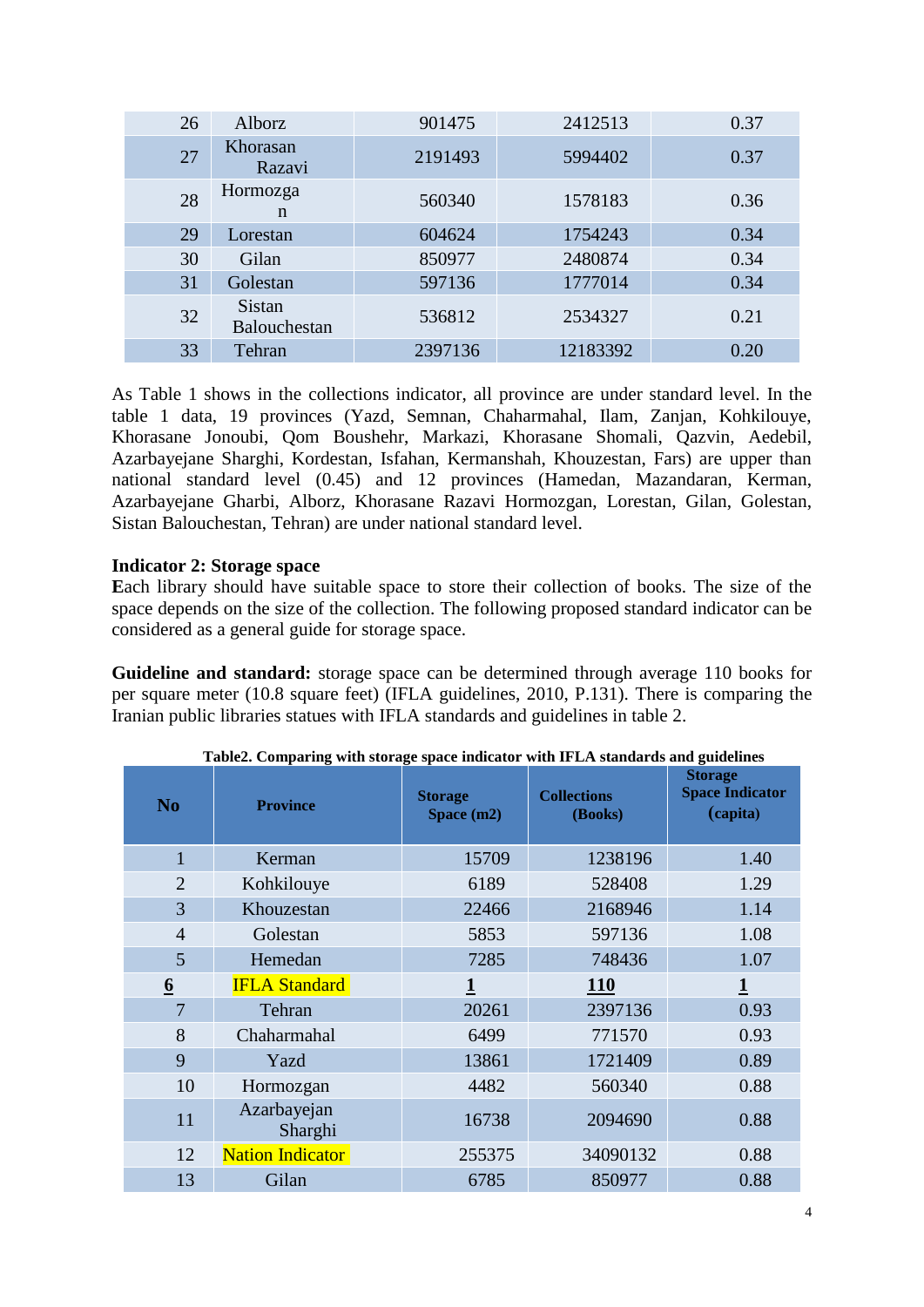| | | | | |
|---|---|---|---|---|
| 26 | Alborz | 901475 | 2412513 | 0.37 |
| 27 | Khorasan Razavi | 2191493 | 5994402 | 0.37 |
| 28 | Hormozgan | 560340 | 1578183 | 0.36 |
| 29 | Lorestan | 604624 | 1754243 | 0.34 |
| 30 | Gilan | 850977 | 2480874 | 0.34 |
| 31 | Golestan | 597136 | 1777014 | 0.34 |
| 32 | Sistan Balouchestan | 536812 | 2534327 | 0.21 |
| 33 | Tehran | 2397136 | 12183392 | 0.20 |

As Table 1 shows in the collections indicator, all province are under standard level. In the table 1 data, 19 provinces (Yazd, Semnan, Chaharmahal, Ilam, Zanjan, Kohkilouye, Khorasane Jonoubi, Qom Boushehr, Markazi, Khorasane Shomali, Qazvin, Aedebil, Azarbayejane Sharghi, Kordestan, Isfahan, Kermanshah, Khouzestan, Fars) are upper than national standard level (0.45) and 12 provinces (Hamedan, Mazandaran, Kerman, Azarbayejane Gharbi, Alborz, Khorasane Razavi Hormozgan, Lorestan, Gilan, Golestan, Sistan Balouchestan, Tehran) are under national standard level.

**Indicator 2: Storage space**

**E**ach library should have suitable space to store their collection of books. The size of the space depends on the size of the collection. The following proposed standard indicator can be considered as a general guide for storage space.

**Guideline and standard:** storage space can be determined through average 110 books for per square meter (10.8 square feet) (IFLA guidelines, 2010, P.131). There is comparing the Iranian public libraries statues with IFLA standards and guidelines in table 2.

**Table2. Comparing with storage space indicator with IFLA standards and guidelines**

| No | Province | Storage Space (m2) | Collections (Books) | Storage Space Indicator (capita) |
|---|---|---|---|---|
| 1 | Kerman | 15709 | 1238196 | 1.40 |
| 2 | Kohkilouye | 6189 | 528408 | 1.29 |
| 3 | Khouzestan | 22466 | 2168946 | 1.14 |
| 4 | Golestan | 5853 | 597136 | 1.08 |
| 5 | Hemedan | 7285 | 748436 | 1.07 |
| **6** | IFLA Standard | **1** | **110** | **1** |
| 7 | Tehran | 20261 | 2397136 | 0.93 |
| 8 | Chaharmahal | 6499 | 771570 | 0.93 |
| 9 | Yazd | 13861 | 1721409 | 0.89 |
| 10 | Hormozgan | 4482 | 560340 | 0.88 |
| 11 | Azarbayejan Sharghi | 16738 | 2094690 | 0.88 |
| 12 | Nation Indicator | 255375 | 34090132 | 0.88 |
| 13 | Gilan | 6785 | 850977 | 0.88 |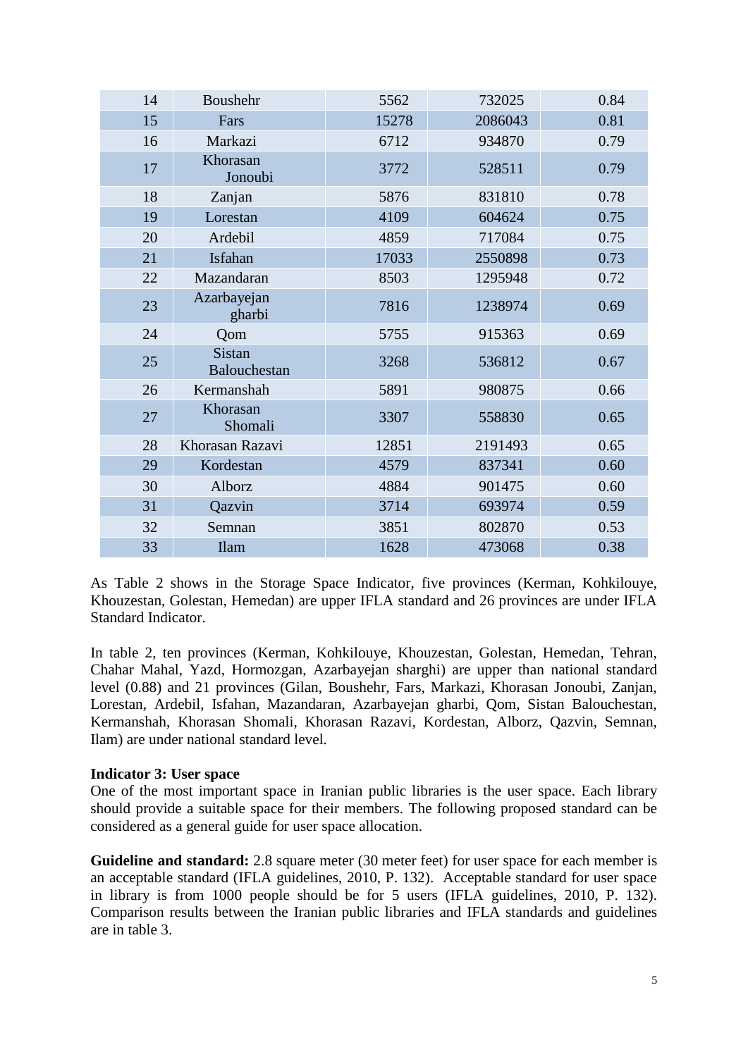| 14 | Boushehr | 5562 | 732025 | 0.84 |
|---|---|---|---|---|
| 15 | Fars | 15278 | 2086043 | 0.81 |
| 16 | Markazi | 6712 | 934870 | 0.79 |
| 17 | Khorasan Jonoubi | 3772 | 528511 | 0.79 |
| 18 | Zanjan | 5876 | 831810 | 0.78 |
| 19 | Lorestan | 4109 | 604624 | 0.75 |
| 20 | Ardebil | 4859 | 717084 | 0.75 |
| 21 | Isfahan | 17033 | 2550898 | 0.73 |
| 22 | Mazandaran | 8503 | 1295948 | 0.72 |
| 23 | Azarbayejan gharbi | 7816 | 1238974 | 0.69 |
| 24 | Qom | 5755 | 915363 | 0.69 |
| 25 | Sistan Balouchestan | 3268 | 536812 | 0.67 |
| 26 | Kermanshah | 5891 | 980875 | 0.66 |
| 27 | Khorasan Shomali | 3307 | 558830 | 0.65 |
| 28 | Khorasan Razavi | 12851 | 2191493 | 0.65 |
| 29 | Kordestan | 4579 | 837341 | 0.60 |
| 30 | Alborz | 4884 | 901475 | 0.60 |
| 31 | Qazvin | 3714 | 693974 | 0.59 |
| 32 | Semnan | 3851 | 802870 | 0.53 |
| 33 | Ilam | 1628 | 473068 | 0.38 |

As Table 2 shows in the Storage Space Indicator, five provinces (Kerman, Kohkilouye, Khouzestan, Golestan, Hemedan) are upper IFLA standard and 26 provinces are under IFLA Standard Indicator.

In table 2, ten provinces (Kerman, Kohkilouye, Khouzestan, Golestan, Hemedan, Tehran, Chahar Mahal, Yazd, Hormozgan, Azarbayejan sharghi) are upper than national standard level (0.88) and 21 provinces (Gilan, Boushehr, Fars, Markazi, Khorasan Jonoubi, Zanjan, Lorestan, Ardebil, Isfahan, Mazandaran, Azarbayejan gharbi, Qom, Sistan Balouchestan, Kermanshah, Khorasan Shomali, Khorasan Razavi, Kordestan, Alborz, Qazvin, Semnan, Ilam) are under national standard level.

**Indicator 3: User space**

One of the most important space in Iranian public libraries is the user space. Each library should provide a suitable space for their members. The following proposed standard can be considered as a general guide for user space allocation.

**Guideline and standard:** 2.8 square meter (30 meter feet) for user space for each member is an acceptable standard (IFLA guidelines, 2010, P. 132). Acceptable standard for user space in library is from 1000 people should be for 5 users (IFLA guidelines, 2010, P. 132). Comparison results between the Iranian public libraries and IFLA standards and guidelines are in table 3.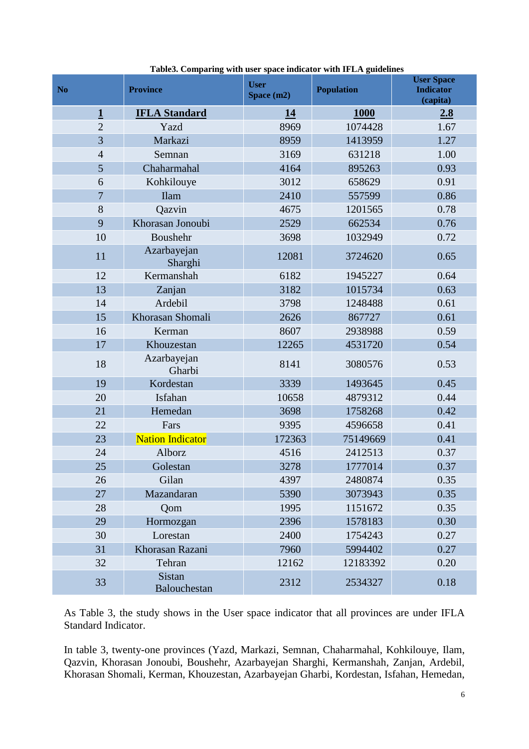**Table3. Comparing with user space indicator with IFLA guidelines**

| No | Province | User Space (m2) | Population | User Space Indicator (capita) |
|---|---|---|---|---|
| **1** | **IFLA Standard** | **14** | **1000** | **2.8** |
| 2 | Yazd | 8969 | 1074428 | 1.67 |
| 3 | Markazi | 8959 | 1413959 | 1.27 |
| 4 | Semnan | 3169 | 631218 | 1.00 |
| 5 | Chaharmahal | 4164 | 895263 | 0.93 |
| 6 | Kohkilouye | 3012 | 658629 | 0.91 |
| 7 | Ilam | 2410 | 557599 | 0.86 |
| 8 | Qazvin | 4675 | 1201565 | 0.78 |
| 9 | Khorasan Jonoubi | 2529 | 662534 | 0.76 |
| 10 | Boushehr | 3698 | 1032949 | 0.72 |
| 11 | Azarbayejan Sharghi | 12081 | 3724620 | 0.65 |
| 12 | Kermanshah | 6182 | 1945227 | 0.64 |
| 13 | Zanjan | 3182 | 1015734 | 0.63 |
| 14 | Ardebil | 3798 | 1248488 | 0.61 |
| 15 | Khorasan Shomali | 2626 | 867727 | 0.61 |
| 16 | Kerman | 8607 | 2938988 | 0.59 |
| 17 | Khouzestan | 12265 | 4531720 | 0.54 |
| 18 | Azarbayejan Gharbi | 8141 | 3080576 | 0.53 |
| 19 | Kordestan | 3339 | 1493645 | 0.45 |
| 20 | Isfahan | 10658 | 4879312 | 0.44 |
| 21 | Hemedan | 3698 | 1758268 | 0.42 |
| 22 | Fars | 9395 | 4596658 | 0.41 |
| 23 | Nation Indicator | 172363 | 75149669 | 0.41 |
| 24 | Alborz | 4516 | 2412513 | 0.37 |
| 25 | Golestan | 3278 | 1777014 | 0.37 |
| 26 | Gilan | 4397 | 2480874 | 0.35 |
| 27 | Mazandaran | 5390 | 3073943 | 0.35 |
| 28 | Qom | 1995 | 1151672 | 0.35 |
| 29 | Hormozgan | 2396 | 1578183 | 0.30 |
| 30 | Lorestan | 2400 | 1754243 | 0.27 |
| 31 | Khorasan Razani | 7960 | 5994402 | 0.27 |
| 32 | Tehran | 12162 | 12183392 | 0.20 |
| 33 | Sistan Balouchestan | 2312 | 2534327 | 0.18 |

As Table 3, the study shows in the User space indicator that all provinces are under IFLA Standard Indicator.

In table 3, twenty-one provinces (Yazd, Markazi, Semnan, Chaharmahal, Kohkilouye, Ilam, Qazvin, Khorasan Jonoubi, Boushehr, Azarbayejan Sharghi, Kermanshah, Zanjan, Ardebil, Khorasan Shomali, Kerman, Khouzestan, Azarbayejan Gharbi, Kordestan, Isfahan, Hemedan,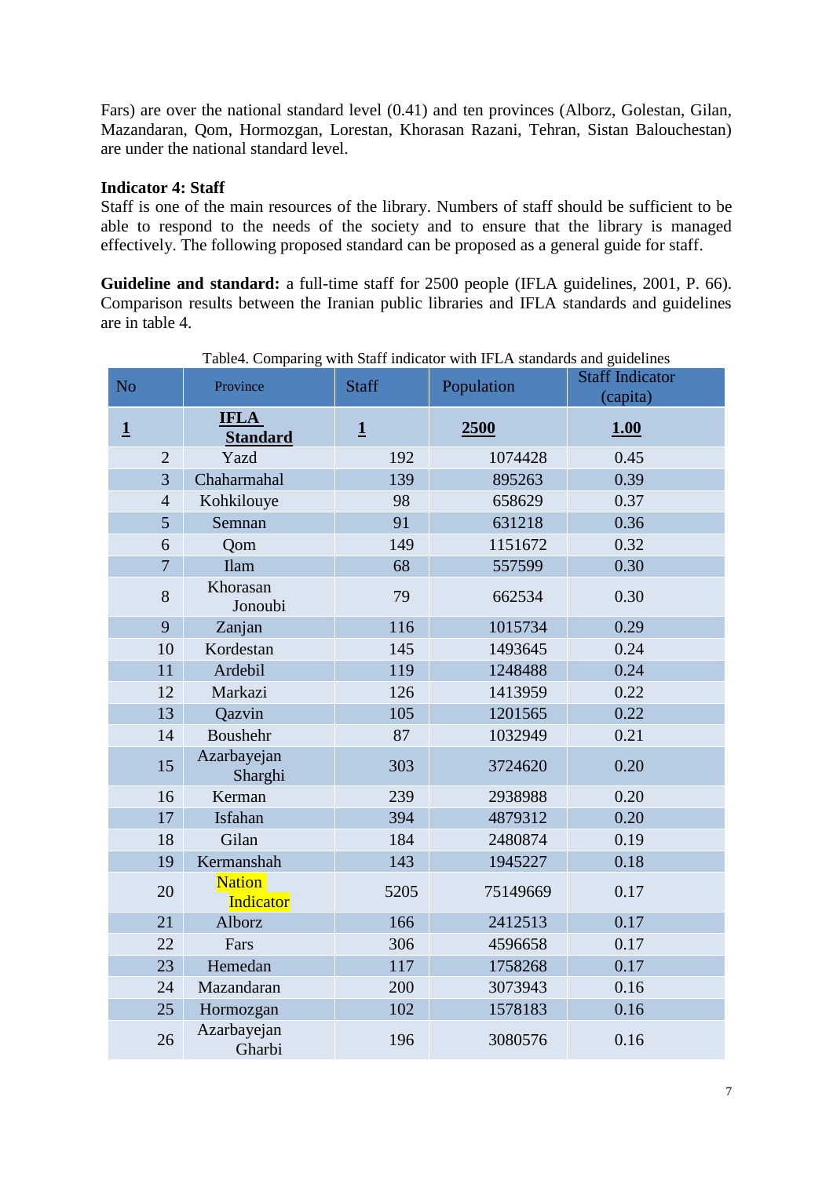Fars) are over the national standard level (0.41) and ten provinces (Alborz, Golestan, Gilan, Mazandaran, Qom, Hormozgan, Lorestan, Khorasan Razani, Tehran, Sistan Balouchestan) are under the national standard level.

**Indicator 4: Staff**

Staff is one of the main resources of the library. Numbers of staff should be sufficient to be able to respond to the needs of the society and to ensure that the library is managed effectively. The following proposed standard can be proposed as a general guide for staff.

**Guideline and standard:** a full-time staff for 2500 people (IFLA guidelines, 2001, P. 66). Comparison results between the Iranian public libraries and IFLA standards and guidelines are in table 4.

Table4. Comparing with Staff indicator with IFLA standards and guidelines

| No | Province | Staff | Population | Staff Indicator (capita) |
|---|---|---|---|---|
| **1** | **IFLA Standard** | **1** | **2500** | **1.00** |
| 2 | Yazd | 192 | 1074428 | 0.45 |
| 3 | Chaharmahal | 139 | 895263 | 0.39 |
| 4 | Kohkilouye | 98 | 658629 | 0.37 |
| 5 | Semnan | 91 | 631218 | 0.36 |
| 6 | Qom | 149 | 1151672 | 0.32 |
| 7 | Ilam | 68 | 557599 | 0.30 |
| 8 | Khorasan Jonoubi | 79 | 662534 | 0.30 |
| 9 | Zanjan | 116 | 1015734 | 0.29 |
| 10 | Kordestan | 145 | 1493645 | 0.24 |
| 11 | Ardebil | 119 | 1248488 | 0.24 |
| 12 | Markazi | 126 | 1413959 | 0.22 |
| 13 | Qazvin | 105 | 1201565 | 0.22 |
| 14 | Boushehr | 87 | 1032949 | 0.21 |
| 15 | Azarbayejan Sharghi | 303 | 3724620 | 0.20 |
| 16 | Kerman | 239 | 2938988 | 0.20 |
| 17 | Isfahan | 394 | 4879312 | 0.20 |
| 18 | Gilan | 184 | 2480874 | 0.19 |
| 19 | Kermanshah | 143 | 1945227 | 0.18 |
| 20 | Nation Indicator | 5205 | 75149669 | 0.17 |
| 21 | Alborz | 166 | 2412513 | 0.17 |
| 22 | Fars | 306 | 4596658 | 0.17 |
| 23 | Hemedan | 117 | 1758268 | 0.17 |
| 24 | Mazandaran | 200 | 3073943 | 0.16 |
| 25 | Hormozgan | 102 | 1578183 | 0.16 |
| 26 | Azarbayejan Gharbi | 196 | 3080576 | 0.16 |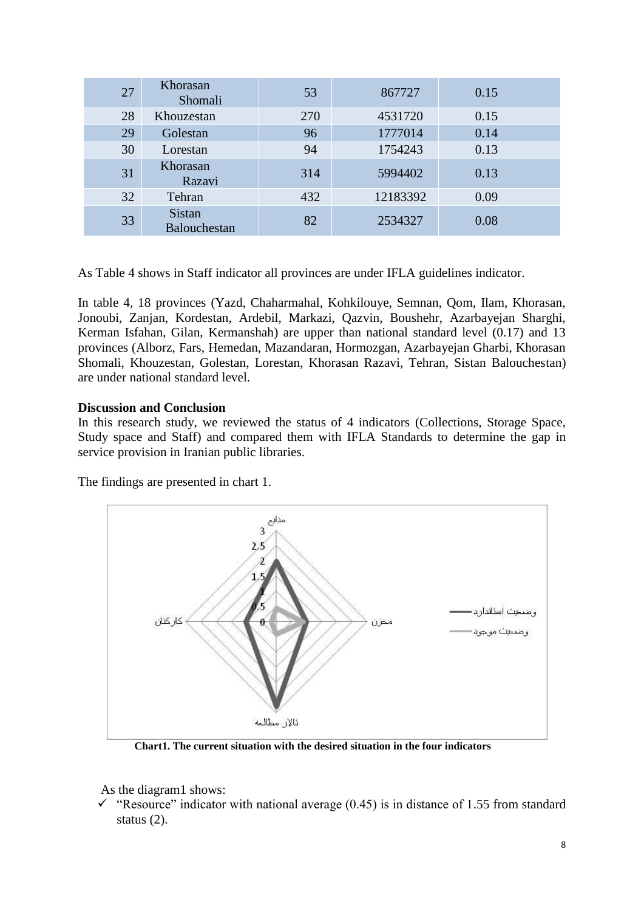| 27 | Khorasan Shomali | 53 | 867727 | 0.15 |
|---|---|---|---|---|
| 28 | Khouzestan | 270 | 4531720 | 0.15 |
| 29 | Golestan | 96 | 1777014 | 0.14 |
| 30 | Lorestan | 94 | 1754243 | 0.13 |
| 31 | Khorasan Razavi | 314 | 5994402 | 0.13 |
| 32 | Tehran | 432 | 12183392 | 0.09 |
| 33 | Sistan Balouchestan | 82 | 2534327 | 0.08 |

As Table 4 shows in Staff indicator all provinces are under IFLA guidelines indicator.

In table 4, 18 provinces (Yazd, Chaharmahal, Kohkilouye, Semnan, Qom, Ilam, Khorasan, Jonoubi, Zanjan, Kordestan, Ardebil, Markazi, Qazvin, Boushehr, Azarbayejan Sharghi, Kerman Isfahan, Gilan, Kermanshah) are upper than national standard level (0.17) and 13 provinces (Alborz, Fars, Hemedan, Mazandaran, Hormozgan, Azarbayejan Gharbi, Khorasan Shomali, Khouzestan, Golestan, Lorestan, Khorasan Razavi, Tehran, Sistan Balouchestan) are under national standard level.

**Discussion and Conclusion**

In this research study, we reviewed the status of 4 indicators (Collections, Storage Space, Study space and Staff) and compared them with IFLA Standards to determine the gap in service provision in Iranian public libraries.

The findings are presented in chart 1.

**Chart1. The current situation with the desired situation in the four indicators**

As the diagram1 shows:

- ✓ "Resource" indicator with national average (0.45) is in distance of 1.55 from standard status (2).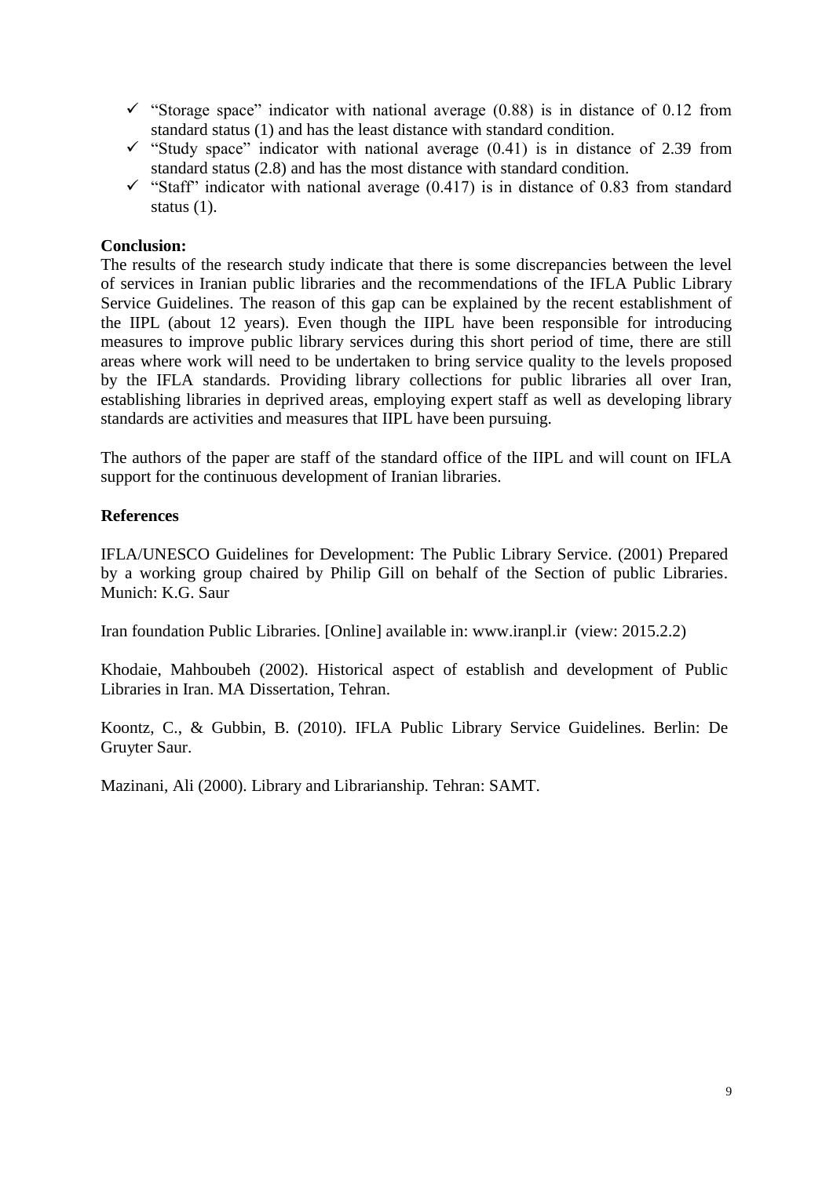- ✓ "Storage space" indicator with national average (0.88) is in distance of 0.12 from standard status (1) and has the least distance with standard condition.
- ✓ "Study space" indicator with national average (0.41) is in distance of 2.39 from standard status (2.8) and has the most distance with standard condition.
- ✓ "Staff" indicator with national average (0.417) is in distance of 0.83 from standard status (1).

**Conclusion:**

The results of the research study indicate that there is some discrepancies between the level of services in Iranian public libraries and the recommendations of the IFLA Public Library Service Guidelines. The reason of this gap can be explained by the recent establishment of the IIPL (about 12 years). Even though the IIPL have been responsible for introducing measures to improve public library services during this short period of time, there are still areas where work will need to be undertaken to bring service quality to the levels proposed by the IFLA standards. Providing library collections for public libraries all over Iran, establishing libraries in deprived areas, employing expert staff as well as developing library standards are activities and measures that IIPL have been pursuing.

The authors of the paper are staff of the standard office of the IIPL and will count on IFLA support for the continuous development of Iranian libraries.

**References**

IFLA/UNESCO Guidelines for Development: The Public Library Service. (2001) Prepared by a working group chaired by Philip Gill on behalf of the Section of public Libraries. Munich: K.G. Saur

Iran foundation Public Libraries. [Online] available in: www.iranpl.ir (view: 2015.2.2)

Khodaie, Mahboubeh (2002). Historical aspect of establish and development of Public Libraries in Iran. MA Dissertation, Tehran.

Koontz, C., & Gubbin, B. (2010). IFLA Public Library Service Guidelines. Berlin: De Gruyter Saur.

Mazinani, Ali (2000). Library and Librarianship. Tehran: SAMT.